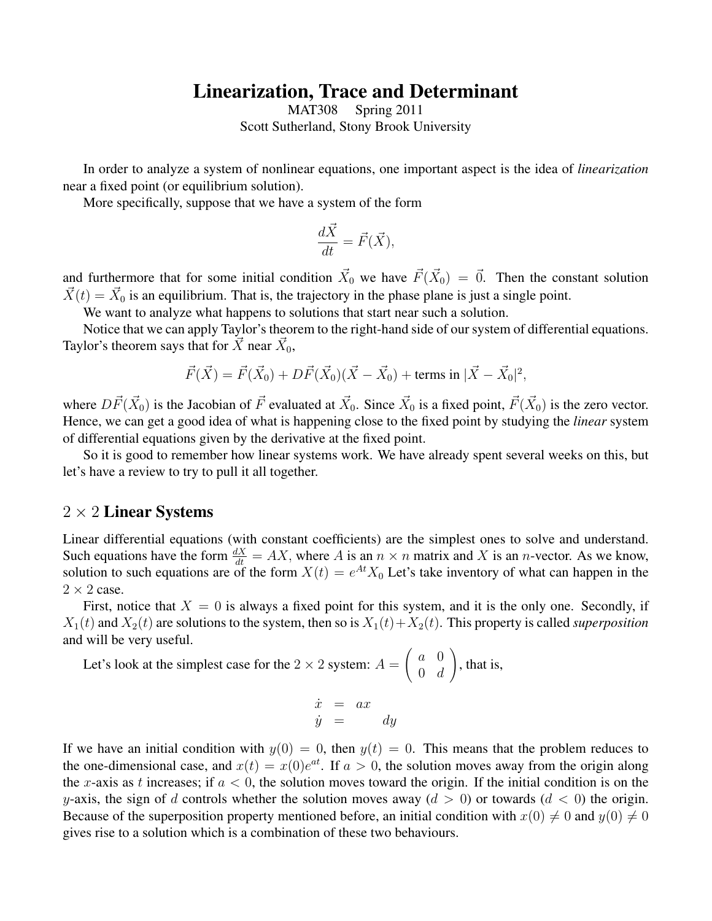# Linearization, Trace and Determinant

MAT308 Spring 2011

Scott Sutherland, Stony Brook University

In order to analyze a system of nonlinear equations, one important aspect is the idea of *linearization* near a fixed point (or equilibrium solution).

More specifically, suppose that we have a system of the form

$$\frac{d\vec{X}}{dt} = \vec{F}(\vec{X}),$$

and furthermore that for some initial condition $\vec{X}_0$ we have $\vec{F}(\vec{X}_0) = \vec{0}$. Then the constant solution $\vec{X}(t) = \vec{X}_0$ is an equilibrium. That is, the trajectory in the phase plane is just a single point.

We want to analyze what happens to solutions that start near such a solution.

Notice that we can apply Taylor's theorem to the right-hand side of our system of differential equations. Taylor's theorem says that for $\vec{X}$ near $\vec{X}_0$,

$$\vec{F}(\vec{X}) = \vec{F}(\vec{X}_0) + D\vec{F}(\vec{X}_0)(\vec{X} - \vec{X}_0) + \text{terms in } |\vec{X} - \vec{X}_0|^2,$$

where $D\vec{F}(\vec{X}_0)$ is the Jacobian of $\vec{F}$ evaluated at $\vec{X}_0$. Since $\vec{X}_0$ is a fixed point, $\vec{F}(\vec{X}_0)$ is the zero vector. Hence, we can get a good idea of what is happening close to the fixed point by studying the *linear* system of differential equations given by the derivative at the fixed point.

So it is good to remember how linear systems work. We have already spent several weeks on this, but let's have a review to try to pull it all together.

## $2 \times 2$ Linear Systems

Linear differential equations (with constant coefficients) are the simplest ones to solve and understand. Such equations have the form $\frac{dX}{dt} = AX$, where $A$ is an $n \times n$ matrix and $X$ is an $n$-vector. As we know, solution to such equations are of the form $X(t) = e^{At}X_0$ Let's take inventory of what can happen in the $2 \times 2$ case.

First, notice that $X = 0$ is always a fixed point for this system, and it is the only one. Secondly, if $X_1(t)$ and $X_2(t)$ are solutions to the system, then so is $X_1(t) + X_2(t)$. This property is called *superposition* and will be very useful.

Let's look at the simplest case for the $2 \times 2$ system: $A = \begin{pmatrix} a & 0 \\ 0 & d \end{pmatrix}$, that is,

$$\begin{aligned} \dot{x} &= ax \\ \dot{y} &= \qquad dy \end{aligned}$$

If we have an initial condition with $y(0) = 0$, then $y(t) = 0$. This means that the problem reduces to the one-dimensional case, and $x(t) = x(0)e^{at}$. If $a > 0$, the solution moves away from the origin along the $x$-axis as $t$ increases; if $a < 0$, the solution moves toward the origin. If the initial condition is on the $y$-axis, the sign of $d$ controls whether the solution moves away ($d > 0$) or towards ($d < 0$) the origin. Because of the superposition property mentioned before, an initial condition with $x(0) \neq 0$ and $y(0) \neq 0$ gives rise to a solution which is a combination of these two behaviours.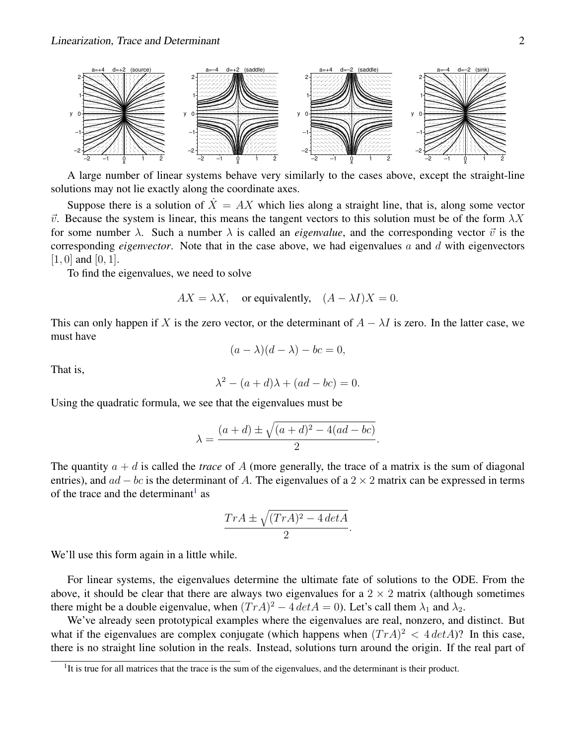A large number of linear systems behave very similarly to the cases above, except the straight-line solutions may not lie exactly along the coordinate axes.

Suppose there is a solution of $\dot{X} = AX$ which lies along a straight line, that is, along some vector $\vec{v}$. Because the system is linear, this means the tangent vectors to this solution must be of the form $\lambda X$ for some number $\lambda$. Such a number $\lambda$ is called an *eigenvalue*, and the corresponding vector $\vec{v}$ is the corresponding *eigenvector*. Note that in the case above, we had eigenvalues $a$ and $d$ with eigenvectors $[1, 0]$ and $[0, 1]$.

To find the eigenvalues, we need to solve

$$AX = \lambda X, \quad \text{or equivalently,} \quad (A - \lambda I)X = 0.$$

This can only happen if $X$ is the zero vector, or the determinant of $A - \lambda I$ is zero. In the latter case, we must have

$$(a - \lambda)(d - \lambda) - bc = 0,$$

That is,

$$\lambda^2 - (a + d)\lambda + (ad - bc) = 0.$$

Using the quadratic formula, we see that the eigenvalues must be

$$\lambda = \frac{(a + d) \pm \sqrt{(a + d)^2 - 4(ad - bc)}}{2}.$$

The quantity $a + d$ is called the *trace* of $A$ (more generally, the trace of a matrix is the sum of diagonal entries), and $ad - bc$ is the determinant of $A$. The eigenvalues of a $2 \times 2$ matrix can be expressed in terms of the trace and the determinant[1] as

$$\frac{TrA \pm \sqrt{(TrA)^2 - 4\,detA}}{2}.$$

We'll use this form again in a little while.

For linear systems, the eigenvalues determine the ultimate fate of solutions to the ODE. From the above, it should be clear that there are always two eigenvalues for a $2 \times 2$ matrix (although sometimes there might be a double eigenvalue, when $(TrA)^2 - 4\,detA = 0$). Let's call them $\lambda_1$ and $\lambda_2$.

We've already seen prototypical examples where the eigenvalues are real, nonzero, and distinct. But what if the eigenvalues are complex conjugate (which happens when $(TrA)^2 < 4\,detA$)? In this case, there is no straight line solution in the reals. Instead, solutions turn around the origin. If the real part of

[1] It is true for all matrices that the trace is the sum of the eigenvalues, and the determinant is their product.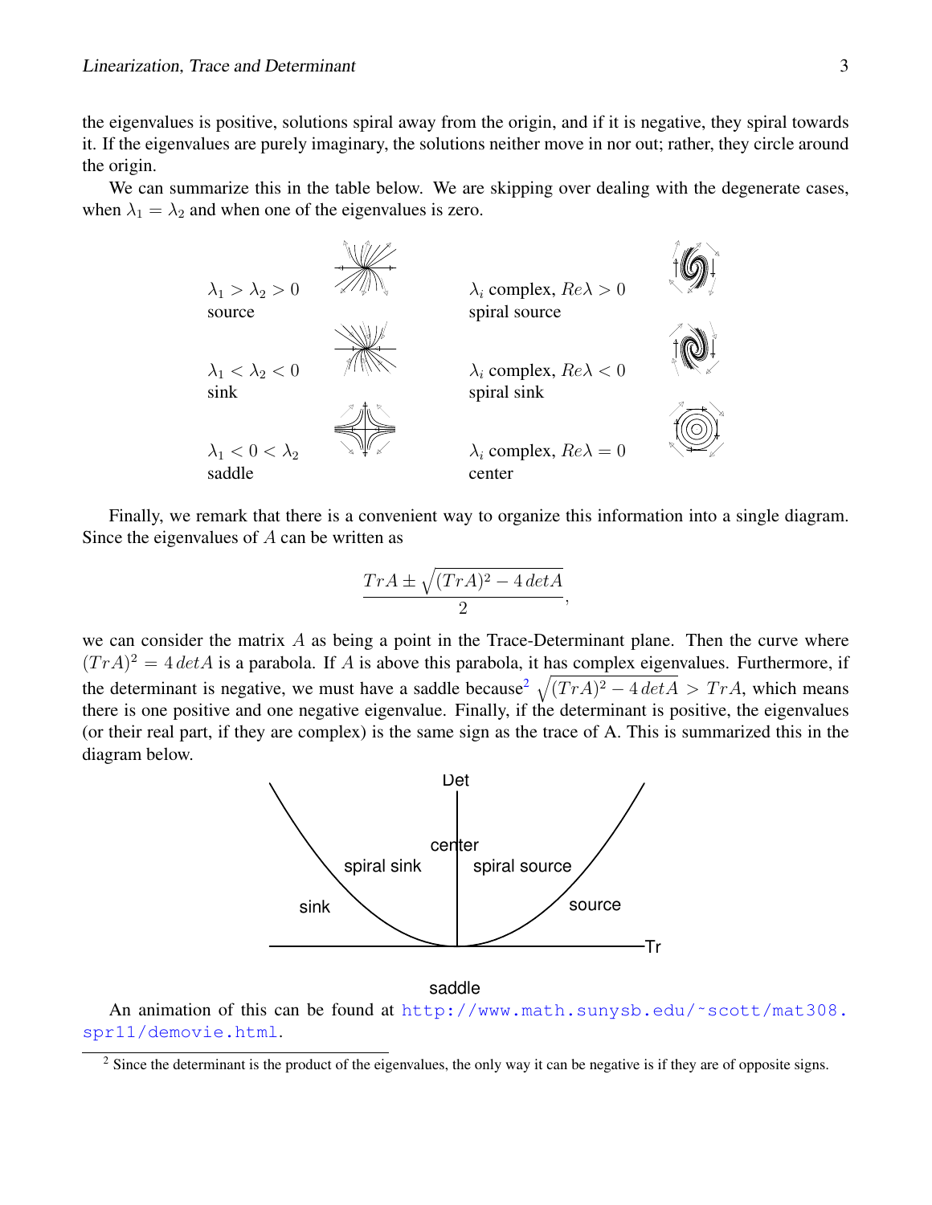the eigenvalues is positive, solutions spiral away from the origin, and if it is negative, they spiral towards it. If the eigenvalues are purely imaginary, the solutions neither move in nor out; rather, they circle around the origin.

We can summarize this in the table below. We are skipping over dealing with the degenerate cases, when $\lambda_1 = \lambda_2$ and when one of the eigenvalues is zero.

| | |
|---|---|
| $\lambda_1 > \lambda_2 > 0$ source | $\lambda_i$ complex, $Re\lambda > 0$ spiral source |
| $\lambda_1 < \lambda_2 < 0$ sink | $\lambda_i$ complex, $Re\lambda < 0$ spiral sink |
| $\lambda_1 < 0 < \lambda_2$ saddle | $\lambda_i$ complex, $Re\lambda = 0$ center |

Finally, we remark that there is a convenient way to organize this information into a single diagram. Since the eigenvalues of $A$ can be written as

$$\frac{TrA \pm \sqrt{(TrA)^2 - 4\,detA}}{2},$$

we can consider the matrix $A$ as being a point in the Trace-Determinant plane. Then the curve where $(TrA)^2 = 4\,detA$ is a parabola. If $A$ is above this parabola, it has complex eigenvalues. Furthermore, if the determinant is negative, we must have a saddle because[2] $\sqrt{(TrA)^2 - 4\,detA} > TrA$, which means there is one positive and one negative eigenvalue. Finally, if the determinant is positive, the eigenvalues (or their real part, if they are complex) is the same sign as the trace of A. This is summarized this in the diagram below.

Det

center

spiral sink | spiral source

sink | source

Tr

saddle

An animation of this can be found at http://www.math.sunysb.edu/~scott/mat308.spr11/demovie.html.

[2] Since the determinant is the product of the eigenvalues, the only way it can be negative is if they are of opposite signs.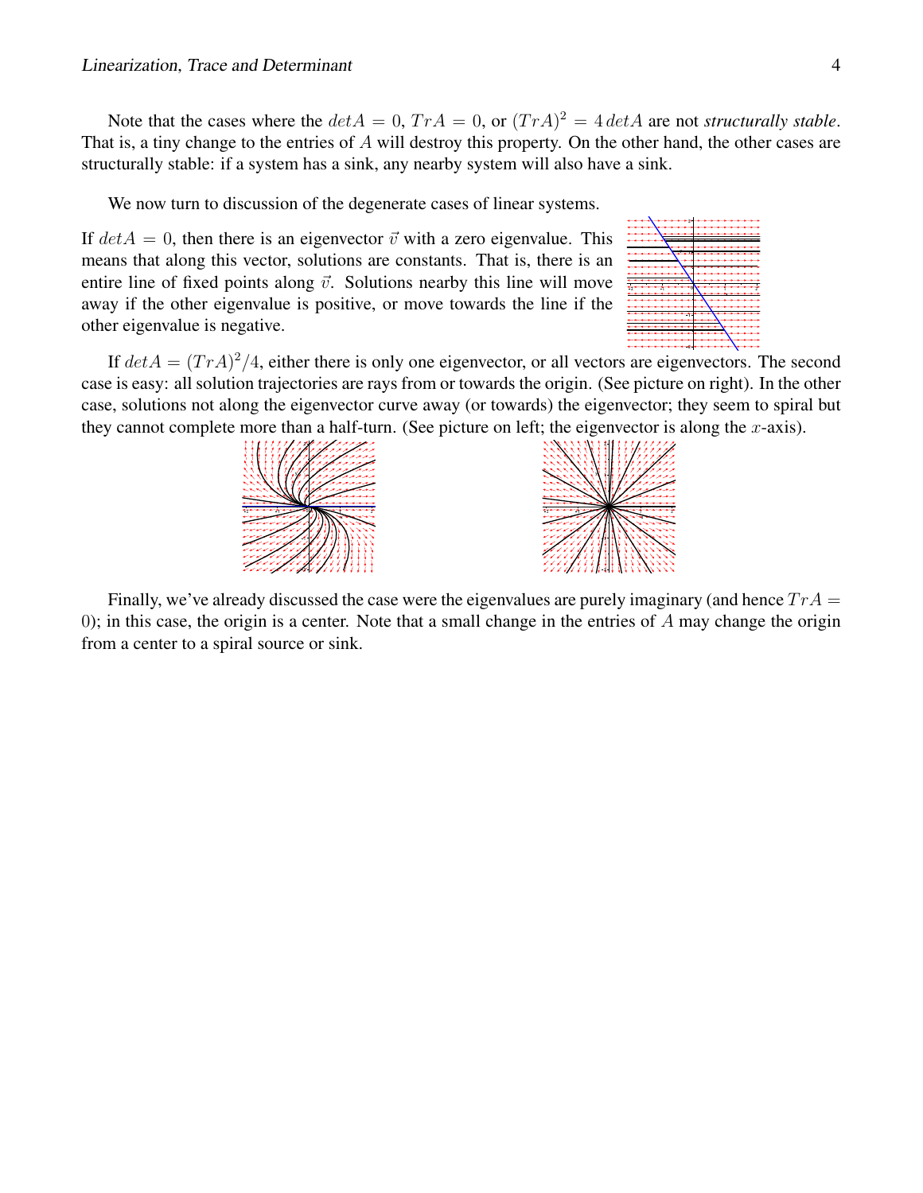Note that the cases where the $det A = 0$, $Tr A = 0$, or $(Tr A)^2 = 4\, det A$ are not *structurally stable*. That is, a tiny change to the entries of $A$ will destroy this property. On the other hand, the other cases are structurally stable: if a system has a sink, any nearby system will also have a sink.

We now turn to discussion of the degenerate cases of linear systems.

If $det A = 0$, then there is an eigenvector $\vec{v}$ with a zero eigenvalue. This means that along this vector, solutions are constants. That is, there is an entire line of fixed points along $\vec{v}$. Solutions nearby this line will move away if the other eigenvalue is positive, or move towards the line if the other eigenvalue is negative.

If $det A = (Tr A)^2/4$, either there is only one eigenvector, or all vectors are eigenvectors. The second case is easy: all solution trajectories are rays from or towards the origin. (See picture on right). In the other case, solutions not along the eigenvector curve away (or towards) the eigenvector; they seem to spiral but they cannot complete more than a half-turn. (See picture on left; the eigenvector is along the $x$-axis).

Finally, we've already discussed the case were the eigenvalues are purely imaginary (and hence $Tr A = 0$); in this case, the origin is a center. Note that a small change in the entries of $A$ may change the origin from a center to a spiral source or sink.